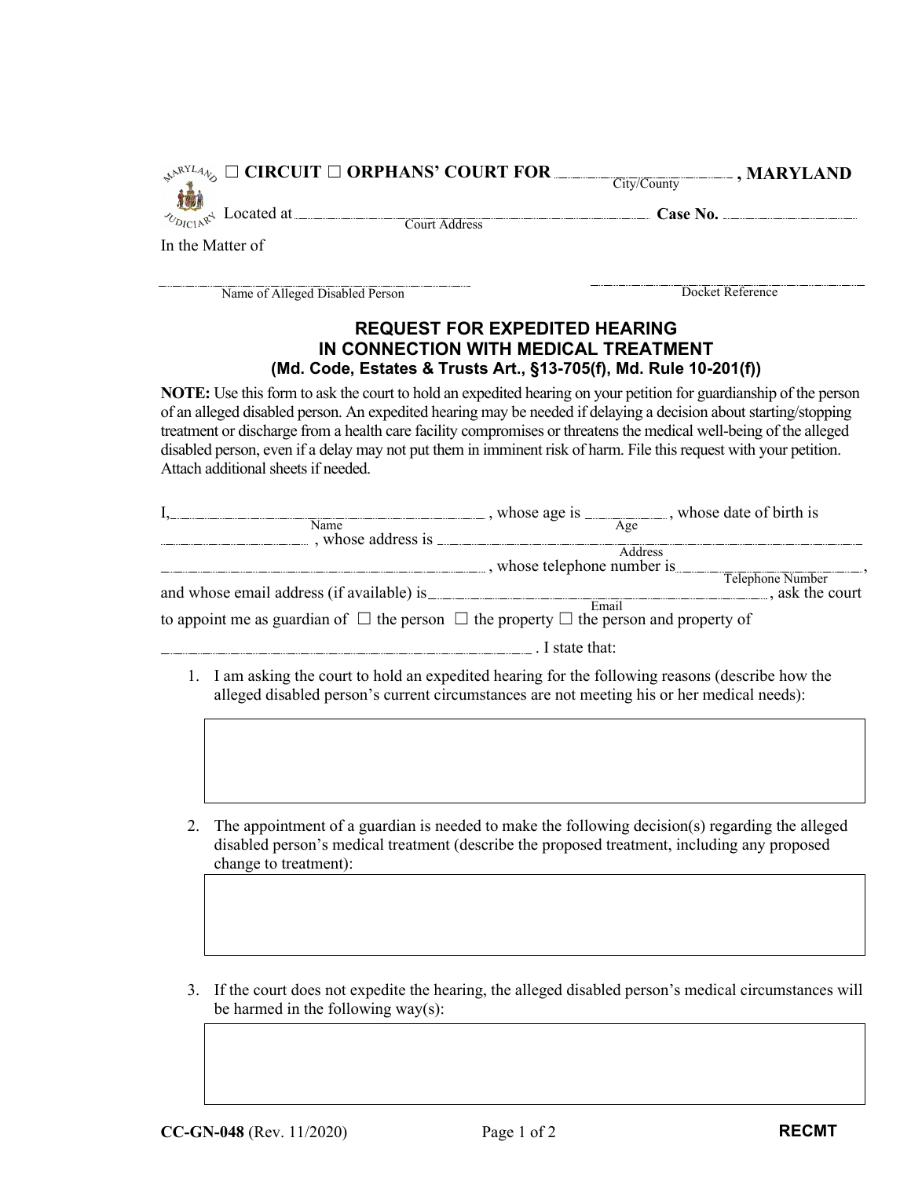☐ CIRCUIT ☐ ORPHANS' COURT FOR ______________________ , MARYLAND
City/County

Located at ________________________________________ **Case No.** ____________
Court Address

In the Matter of

________________________________________ ________________________
Name of Alleged Disabled Person Docket Reference

## REQUEST FOR EXPEDITED HEARING IN CONNECTION WITH MEDICAL TREATMENT
### (Md. Code, Estates & Trusts Art., §13-705(f), Md. Rule 10-201(f))

**NOTE:** Use this form to ask the court to hold an expedited hearing on your petition for guardianship of the person of an alleged disabled person. An expedited hearing may be needed if delaying a decision about starting/stopping treatment or discharge from a health care facility compromises or threatens the medical well-being of the alleged disabled person, even if a delay may not put them in imminent risk of harm. File this request with your petition. Attach additional sheets if needed.

I, ________________________________ (Name), whose age is __________ (Age), whose date of birth is ________________, whose address is ________________________________________________ (Address) ________________________________, whose telephone number is ____________________ (Telephone Number), and whose email address (if available) is ______________________________ (Email), ask the court to appoint me as guardian of ☐ the person ☐ the property ☐ the person and property of

________________________________________ . I state that:

1. I am asking the court to hold an expedited hearing for the following reasons (describe how the alleged disabled person's current circumstances are not meeting his or her medical needs):

2. The appointment of a guardian is needed to make the following decision(s) regarding the alleged disabled person's medical treatment (describe the proposed treatment, including any proposed change to treatment):

3. If the court does not expedite the hearing, the alleged disabled person's medical circumstances will be harmed in the following way(s):

**CC-GN-048** (Rev. 11/2020) **RECMT**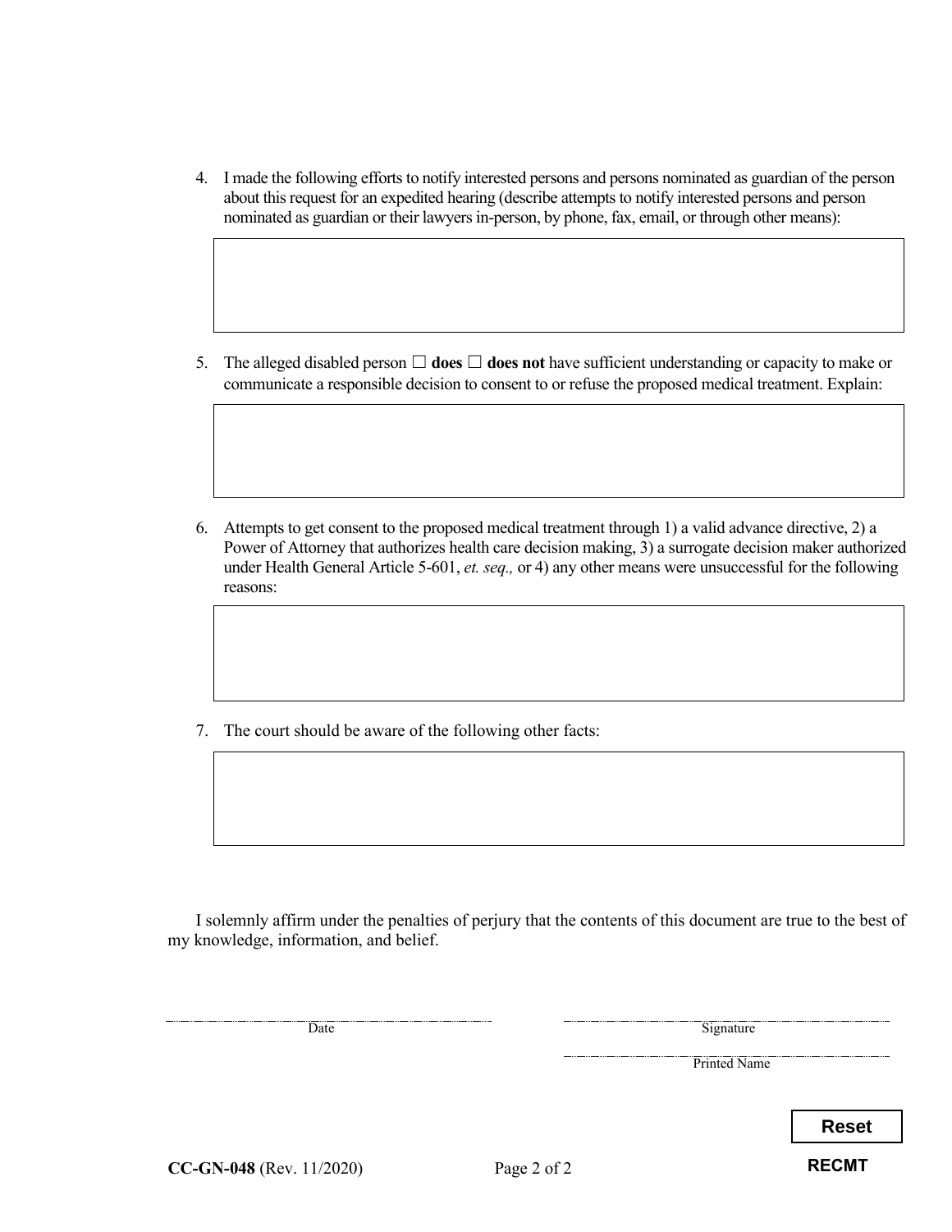4. I made the following efforts to notify interested persons and persons nominated as guardian of the person about this request for an expedited hearing (describe attempts to notify interested persons and person nominated as guardian or their lawyers in-person, by phone, fax, email, or through other means):

5. The alleged disabled person ☐ **does** ☐ **does not** have sufficient understanding or capacity to make or communicate a responsible decision to consent to or refuse the proposed medical treatment. Explain:

6. Attempts to get consent to the proposed medical treatment through 1) a valid advance directive, 2) a Power of Attorney that authorizes health care decision making, 3) a surrogate decision maker authorized under Health General Article 5-601, *et. seq.,* or 4) any other means were unsuccessful for the following reasons:

7. The court should be aware of the following other facts:

I solemnly affirm under the penalties of perjury that the contents of this document are true to the best of my knowledge, information, and belief.

______________________________ Date

______________________________ Signature

______________________________ Printed Name

Reset

**CC-GN-048** (Rev. 11/2020)

**RECMT**